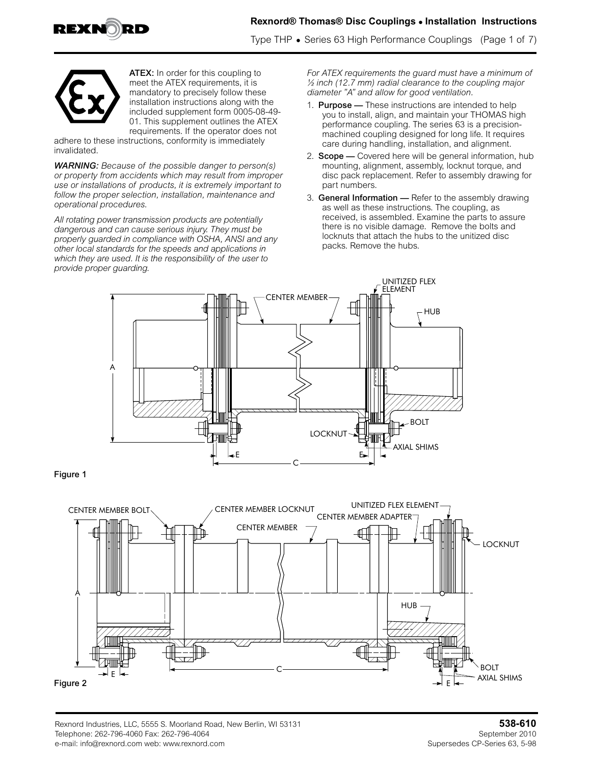**ATEX:** In order for this coupling to meet the ATEX requirements, it is mandatory to precisely follow these installation instructions along with the included supplement form 0005-08-49-01. This supplement outlines the ATEX requirements. If the operator does not adhere to these instructions, conformity is immediately invalidated.

***WARNING:*** *Because of the possible danger to person(s) or property from accidents which may result from improper use or installations of products, it is extremely important to follow the proper selection, installation, maintenance and operational procedures.*

*All rotating power transmission products are potentially dangerous and can cause serious injury. They must be properly guarded in compliance with OSHA, ANSI and any other local standards for the speeds and applications in which they are used. It is the responsibility of the user to provide proper guarding.*

*For ATEX requirements the guard must have a minimum of ½ inch (12.7 mm) radial clearance to the coupling major diameter "A" and allow for good ventilation.*

1. **Purpose —** These instructions are intended to help you to install, align, and maintain your THOMAS high performance coupling. The series 63 is a precision-machined coupling designed for long life. It requires care during handling, installation, and alignment.
2. **Scope —** Covered here will be general information, hub mounting, alignment, assembly, locknut torque, and disc pack replacement. Refer to assembly drawing for part numbers.
3. **General Information —** Refer to the assembly drawing as well as these instructions. The coupling, as received, is assembled. Examine the parts to assure there is no visible damage. Remove the bolts and locknuts that attach the hubs to the unitized disc packs. Remove the hubs.

**Figure 1**

**Figure 2**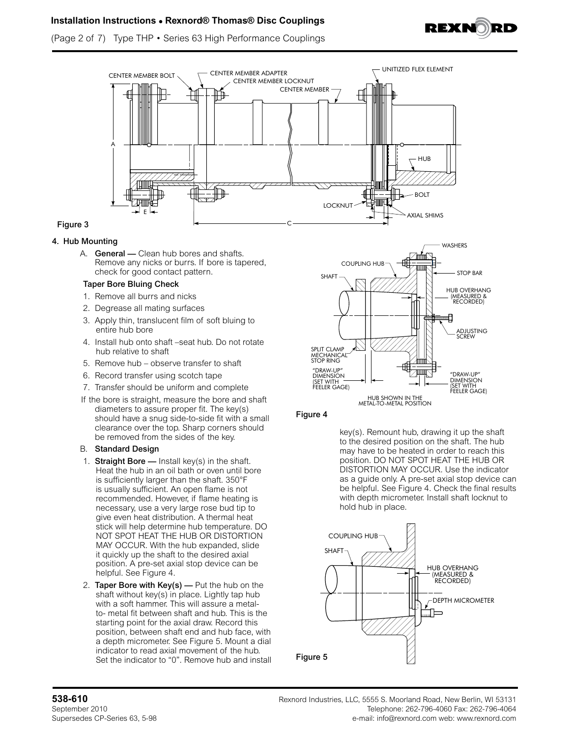Figure 3

## 4. Hub Mounting

A. **General —** Clean hub bores and shafts. Remove any nicks or burrs. If bore is tapered, check for good contact pattern.

**Taper Bore Bluing Check**

1. Remove all burrs and nicks
2. Degrease all mating surfaces
3. Apply thin, translucent film of soft bluing to entire hub bore
4. Install hub onto shaft –seat hub. Do not rotate hub relative to shaft
5. Remove hub – observe transfer to shaft
6. Record transfer using scotch tape
7. Transfer should be uniform and complete

If the bore is straight, measure the bore and shaft diameters to assure proper fit. The key(s) should have a snug side-to-side fit with a small clearance over the top. Sharp corners should be removed from the sides of the key.

B. **Standard Design**

1. **Straight Bore —** Install key(s) in the shaft. Heat the hub in an oil bath or oven until bore is sufficiently larger than the shaft. 350°F is usually sufficient. An open flame is not recommended. However, if flame heating is necessary, use a very large rose bud tip to give even heat distribution. A thermal heat stick will help determine hub temperature. DO NOT SPOT HEAT THE HUB OR DISTORTION MAY OCCUR. With the hub expanded, slide it quickly up the shaft to the desired axial position. A pre-set axial stop device can be helpful. See Figure 4.
2. **Taper Bore with Key(s) —** Put the hub on the shaft without key(s) in place. Lightly tap hub with a soft hammer. This will assure a metal-to- metal fit between shaft and hub. This is the starting point for the axial draw. Record this position, between shaft end and hub face, with a depth micrometer. See Figure 5. Mount a dial indicator to read axial movement of the hub. Set the indicator to "0". Remove hub and install key(s). Remount hub, drawing it up the shaft to the desired position on the shaft. The hub may have to be heated in order to reach this position. DO NOT SPOT HEAT THE HUB OR DISTORTION MAY OCCUR. Use the indicator as a guide only. A pre-set axial stop device can be helpful. See Figure 4. Check the final results with depth micrometer. Install shaft locknut to hold hub in place.

Figure 4

Figure 5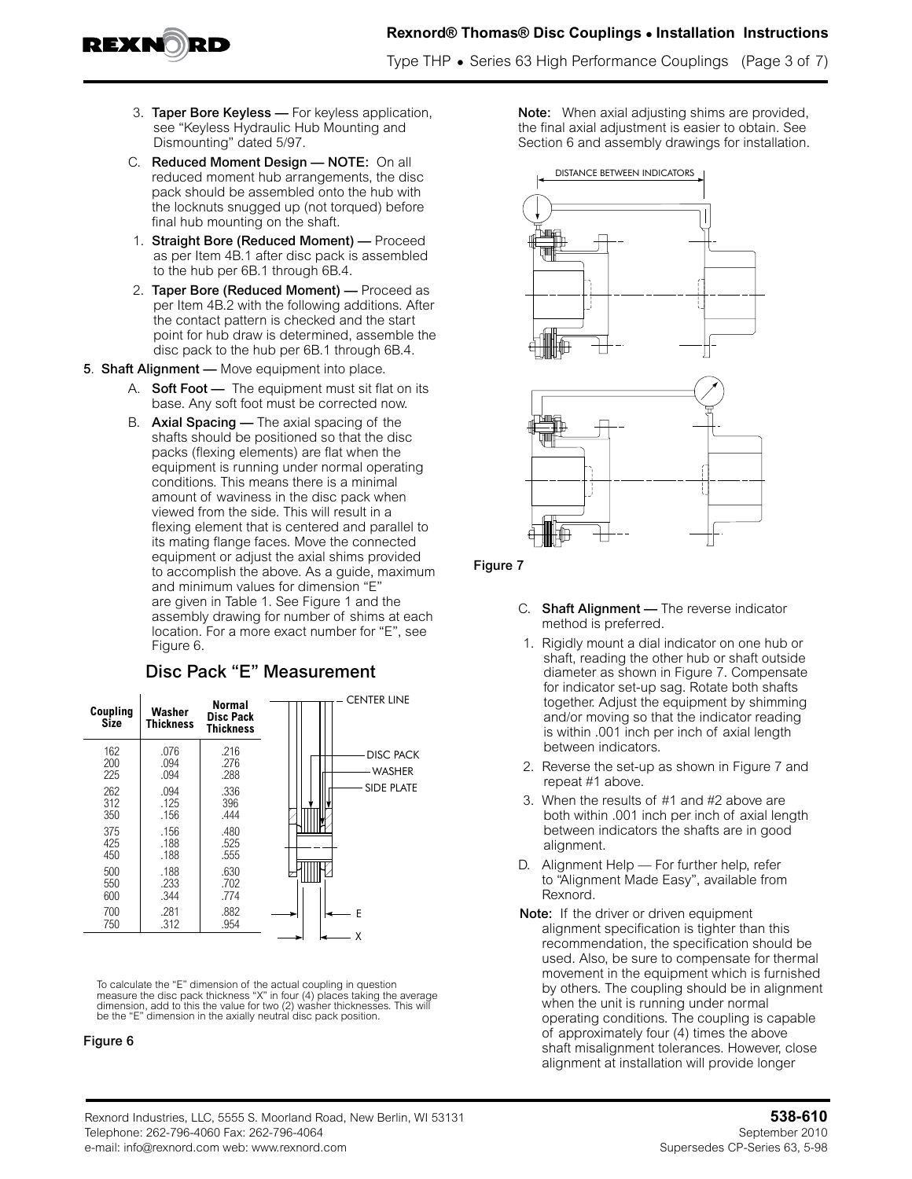3. **Taper Bore Keyless —** For keyless application, see "Keyless Hydraulic Hub Mounting and Dismounting" dated 5/97.

C. **Reduced Moment Hub Design — NOTE:** On all reduced moment hub arrangements, the disc pack should be assembled onto the hub with the locknuts snugged up (not torqued) before final hub mounting on the shaft.

1. **Straight Bore (Reduced Moment) —** Proceed as per Item 4B.1 after disc pack is assembled to the hub per 6B.1 through 6B.4.
2. **Taper Bore (Reduced Moment) —** Proceed as per Item 4B.2 with the following additions. After the contact pattern is checked and the start point for hub draw is determined, assemble the disc pack to the hub per 6B.1 through 6B.4.

**5. Shaft Alignment —** Move equipment into place.

A. **Soft Foot —** The equipment must sit flat on its base. Any soft foot must be corrected now.

B. **Axial Spacing —** The axial spacing of the shafts should be positioned so that the disc packs (flexing elements) are flat when the equipment is running under normal operating conditions. This means there is a minimal amount of waviness in the disc pack when viewed from the side. This will result in a flexing element that is centered and parallel to its mating flange faces. Move the connected equipment or adjust the axial shims provided to accomplish the above. As a guide, maximum and minimum values for dimension "E" are given in Table 1. See Figure 1 and the assembly drawing for number of shims at each location. For a more exact number for "E", see Figure 6.

## Disc Pack "E" Measurement

| Coupling Size | Washer Thickness | Normal Disc Pack Thickness |
|---|---|---|
| 162 | .076 | .216 |
| 200 | .094 | .276 |
| 225 | .094 | .288 |
| 262 | .094 | .336 |
| 312 | .125 | 396 |
| 350 | .156 | .444 |
| 375 | .156 | .480 |
| 425 | .188 | .525 |
| 450 | .188 | .555 |
| 500 | .188 | .630 |
| 550 | .233 | .702 |
| 600 | .344 | .774 |
| 700 | .281 | .882 |
| 750 | .312 | .954 |

CENTER LINE, DISC PACK, WASHER, SIDE PLATE, E, X

To calculate the "E" dimension of the actual coupling in question measure the disc pack thickness "X" in four (4) places taking the average dimension, add to this the value for two (2) washer thicknesses. This will be the "E" dimension in the axially neutral disc pack position.

Figure 6

**Note:** When axial adjusting shims are provided, the final axial adjustment is easier to obtain. See Section 6 and assembly drawings for installation.

DISTANCE BETWEEN INDICATORS

Figure 7

C. **Shaft Alignment —** The reverse indicator method is preferred.

1. Rigidly mount a dial indicator on one hub or shaft, reading the other hub or shaft outside diameter as shown in Figure 7. Compensate for indicator set-up sag. Rotate both shafts together. Adjust the equipment by shimming and/or moving so that the indicator reading is within .001 inch per inch of axial length between indicators.
2. Reverse the set-up as shown in Figure 7 and repeat #1 above.
3. When the results of #1 and #2 above are both within .001 inch per inch of axial length between indicators the shafts are in good alignment.

D. Alignment Help — For further help, refer to "Alignment Made Easy", available from Rexnord.

**Note:** If the driver or driven equipment alignment specification is tighter than this recommendation, the specification should be used. Also, be sure to compensate for thermal movement in the equipment which is furnished by others. The coupling should be in alignment when the unit is running under normal operating conditions. The coupling is capable of approximately four (4) times the above shaft misalignment tolerances. However, close alignment at installation will provide longer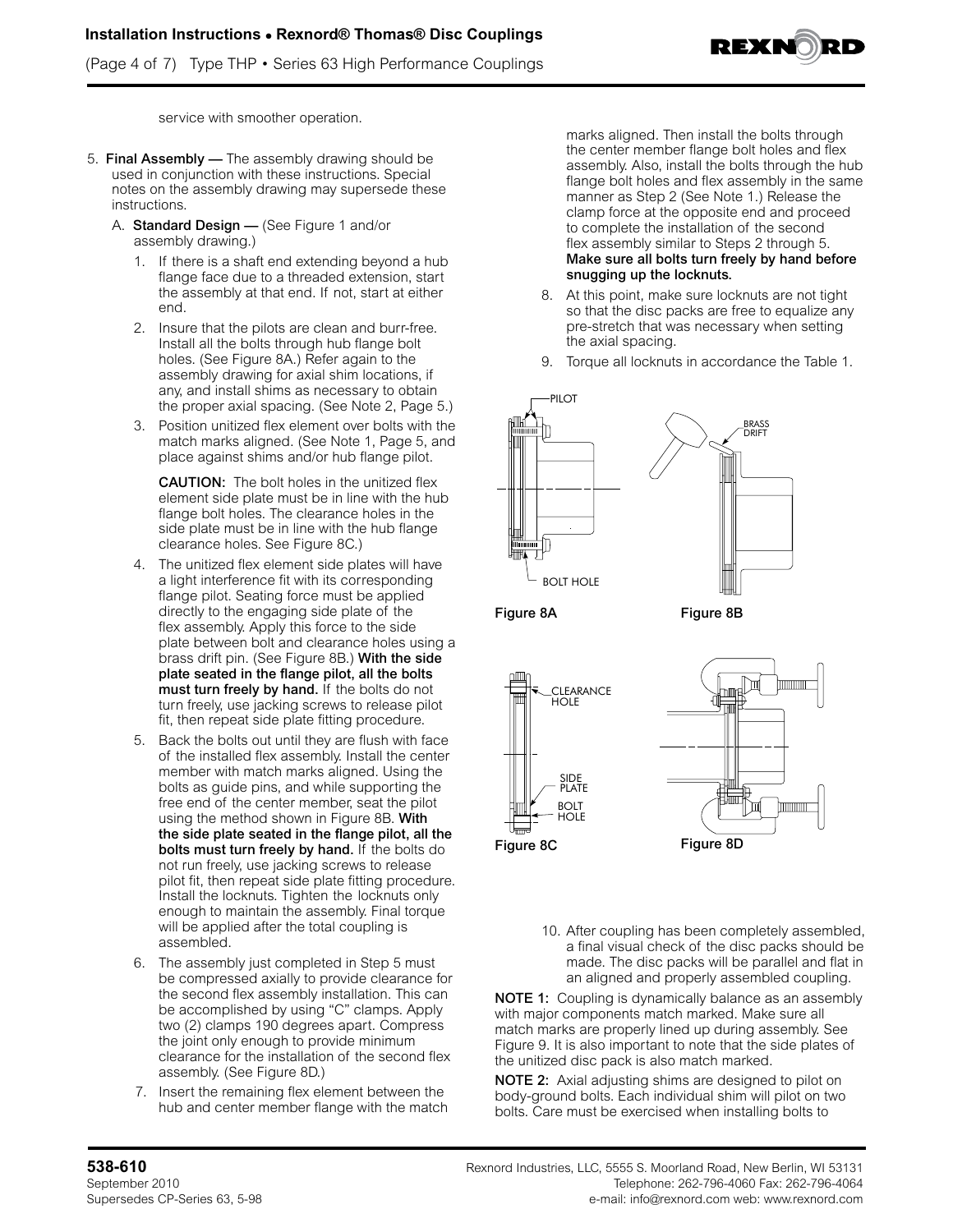service with smoother operation.

5. **Final Assembly —** The assembly drawing should be used in conjunction with these instructions. Special notes on the assembly drawing may supersede these instructions.

   A. **Standard Design —** (See Figure 1 and/or assembly drawing.)

   1. If there is a shaft end extending beyond a hub flange face due to a threaded extension, start the assembly at that end. If not, start at either end.
   2. Insure that the pilots are clean and burr-free. Install all the bolts through hub flange bolt holes. (See Figure 8A.) Refer again to the assembly drawing for axial shim locations, if any, and install shims as necessary to obtain the proper axial spacing. (See Note 2, Page 5.)
   3. Position unitized flex element over bolts with the match marks aligned. (See Note 1, Page 5, and place against shims and/or hub flange pilot.

      **CAUTION:** The bolt holes in the unitized flex element side plate must be in line with the hub flange bolt holes. The clearance holes in the side plate must be in line with the hub flange clearance holes. See Figure 8C.)
   4. The unitized flex element side plates will have a light interference fit with its corresponding flange pilot. Seating force must be applied directly to the engaging side plate of the flex assembly. Apply this force to the side plate between bolt and clearance holes using a brass drift pin. (See Figure 8B.) **With the side plate seated in the flange pilot, all the bolts must turn freely by hand.** If the bolts do not turn freely, use jacking screws to release pilot fit, then repeat side plate fitting procedure.
   5. Back the bolts out until they are flush with face of the installed flex assembly. Install the center member with match marks aligned. Using the bolts as guide pins, and while supporting the free end of the center member, seat the pilot using the method shown in Figure 8B. **With the side plate seated in the flange pilot, all the bolts must turn freely by hand.** If the bolts do not run freely, use jacking screws to release pilot fit, then repeat side plate fitting procedure. Install the locknuts. Tighten the locknuts only enough to maintain the assembly. Final torque will be applied after the total coupling is assembled.
   6. The assembly just completed in Step 5 must be compressed axially to provide clearance for the second flex assembly installation. This can be accomplished by using "C" clamps. Apply two (2) clamps 190 degrees apart. Compress the joint only enough to provide minimum clearance for the installation of the second flex assembly. (See Figure 8D.)
   7. Insert the remaining flex element between the hub and center member flange with the match marks aligned. Then install the bolts through the center member flange bolt holes and flex assembly. Also, install the bolts through the hub flange bolt holes and flex assembly in the same manner as Step 2 (See Note 1.) Release the clamp force at the opposite end and proceed to complete the installation of the second flex assembly similar to Steps 2 through 5. **Make sure all bolts turn freely by hand before snugging up the locknuts.**
   8. At this point, make sure locknuts are not tight so that the disc packs are free to equalize any pre-stretch that was necessary when setting the axial spacing.
   9. Torque all locknuts in accordance the Table 1.

PILOT

BOLT HOLE

Figure 8A

BRASS DRIFT

Figure 8B

CLEARANCE HOLE

SIDE PLATE

BOLT HOLE

Figure 8C

Figure 8D

   10. After coupling has been completely assembled, a final visual check of the disc packs should be made. The disc packs will be parallel and flat in an aligned and properly assembled coupling.

**NOTE 1:** Coupling is dynamically balance as an assembly with major components match marked. Make sure all match marks are properly lined up during assembly. See Figure 9. It is also important to note that the side plates of the unitized disc pack is also match marked.

**NOTE 2:** Axial adjusting shims are designed to pilot on body-ground bolts. Each individual shim will pilot on two bolts. Care must be exercised when installing bolts to

**538-610**
September 2010
Supersedes CP-Series 63, 5-98

Rexnord Industries, LLC, 5555 S. Moorland Road, New Berlin, WI 53131
Telephone: 262-796-4060 Fax: 262-796-4064
e-mail: info@rexnord.com web: www.rexnord.com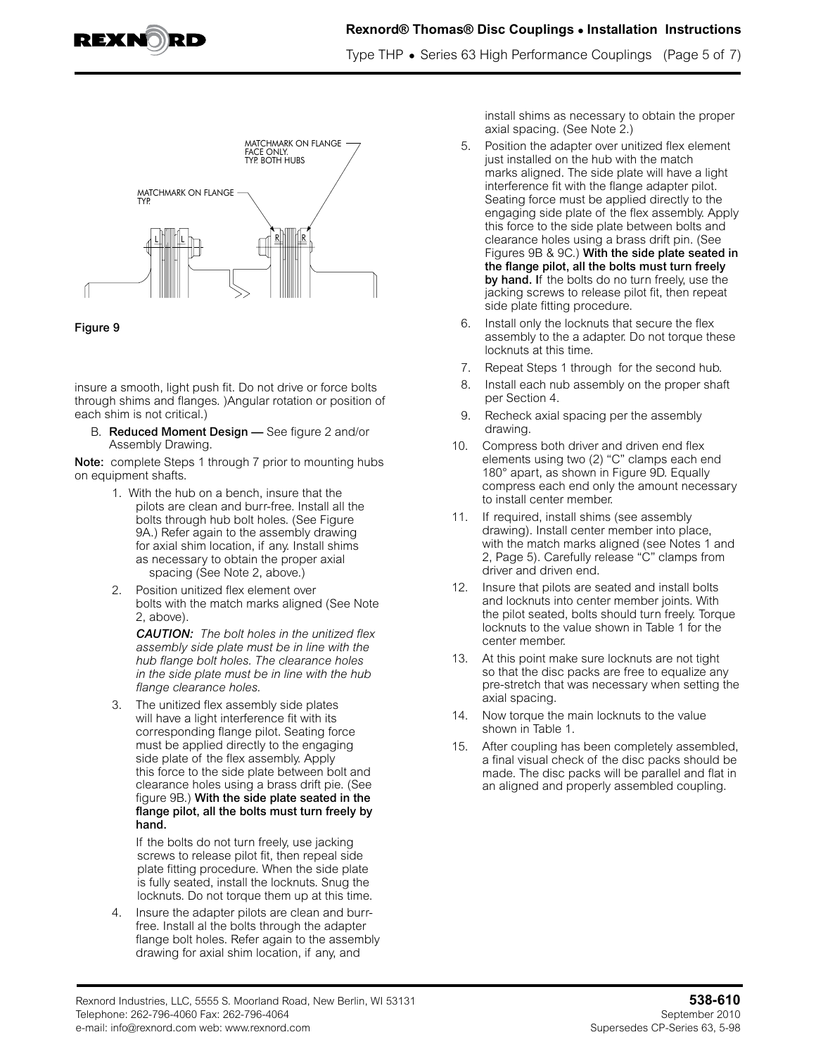MATCHMARK ON FLANGE FACE ONLY. TYP. BOTH HUBS

MATCHMARK ON FLANGE TYP.

Figure 9

insure a smooth, light push fit. Do not drive or force bolts through shims and flanges. )Angular rotation or position of each shim is not critical.)

B. **Reduced Moment Design —** See figure 2 and/or Assembly Drawing.

**Note:** complete Steps 1 through 7 prior to mounting hubs on equipment shafts.

1. With the hub on a bench, insure that the pilots are clean and burr-free. Install all the bolts through hub bolt holes. (See Figure 9A.) Refer again to the assembly drawing for axial shim location, if any. Install shims as necessary to obtain the proper axial spacing (See Note 2, above.)

2. Position unitized flex element over bolts with the match marks aligned (See Note 2, above).

   ***CAUTION:*** *The bolt holes in the unitized flex assembly side plate must be in line with the hub flange bolt holes. The clearance holes in the side plate must be in line with the hub flange clearance holes.*

3. The unitized flex assembly side plates will have a light interference fit with its corresponding flange pilot. Seating force must be applied directly to the engaging side plate of the flex assembly. Apply this force to the side plate between bolt and clearance holes using a brass drift pie. (See figure 9B.) **With the side plate seated in the flange pilot, all the bolts must turn freely by hand.**

   If the bolts do not turn freely, use jacking screws to release pilot fit, then repeal side plate fitting procedure. When the side plate is fully seated, install the locknuts. Snug the locknuts. Do not torque them up at this time.

4. Insure the adapter pilots are clean and burr-free. Install al the bolts through the adapter flange bolt holes. Refer again to the assembly drawing for axial shim location, if any, and install shims as necessary to obtain the proper axial spacing. (See Note 2.)

5. Position the adapter over unitized flex element just installed on the hub with the match marks aligned. The side plate will have a light interference fit with the flange adapter pilot. Seating force must be applied directly to the engaging side plate of the flex assembly. Apply this force to the side plate between bolts and clearance holes using a brass drift pin. (See Figures 9B & 9C.) **With the side plate seated in the flange pilot, all the bolts must turn freely by hand. I**f the bolts do no turn freely, use the jacking screws to release pilot fit, then repeat side plate fitting procedure.

6. Install only the locknuts that secure the flex assembly to the a adapter. Do not torque these locknuts at this time.

7. Repeat Steps 1 through for the second hub.

8. Install each nub assembly on the proper shaft per Section 4.

9. Recheck axial spacing per the assembly drawing.

10. Compress both driver and driven end flex elements using two (2) "C" clamps each end 180° apart, as shown in Figure 9D. Equally compress each end only the amount necessary to install center member.

11. If required, install shims (see assembly drawing). Install center member into place, with the match marks aligned (see Notes 1 and 2, Page 5). Carefully release "C" clamps from driver and driven end.

12. Insure that pilots are seated and install bolts and locknuts into center member joints. With the pilot seated, bolts should turn freely. Torque locknuts to the value shown in Table 1 for the center member.

13. At this point make sure locknuts are not tight so that the disc packs are free to equalize any pre-stretch that was necessary when setting the axial spacing.

14. Now torque the main locknuts to the value shown in Table 1.

15. After coupling has been completely assembled, a final visual check of the disc packs should be made. The disc packs will be parallel and flat in an aligned and properly assembled coupling.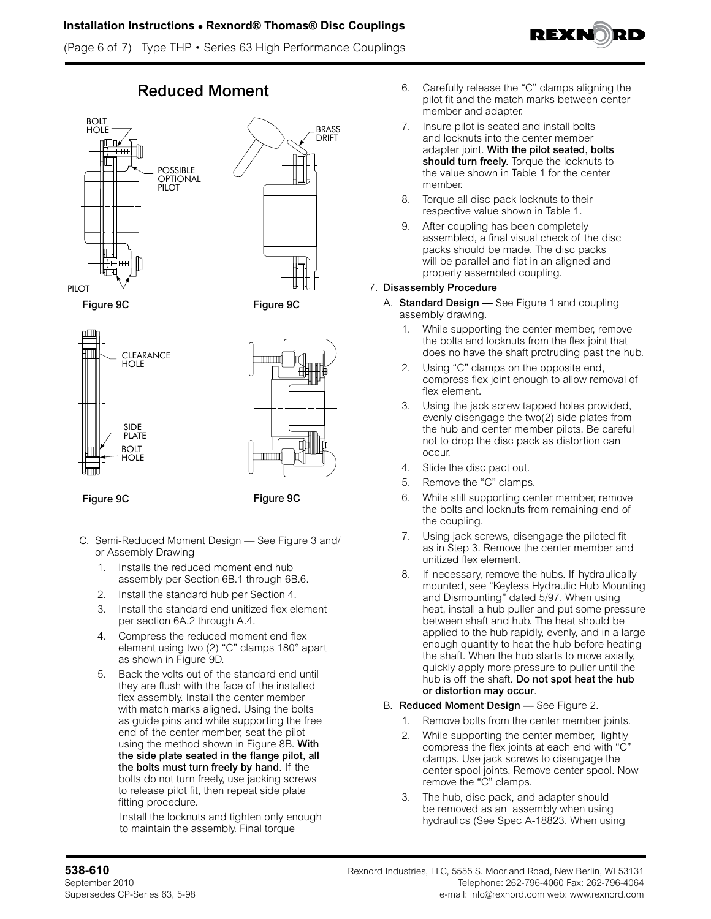## Reduced Moment

BOLT HOLE

POSSIBLE OPTIONAL PILOT

PILOT

Figure 9C

BRASS DRIFT

Figure 9C

CLEARANCE HOLE

SIDE PLATE

BOLT HOLE

Figure 9C

Figure 9C

C. Semi-Reduced Moment Design — See Figure 3 and/or Assembly Drawing

1. Installs the reduced moment end hub assembly per Section 6B.1 through 6B.6.
2. Install the standard hub per Section 4.
3. Install the standard end unitized flex element per section 6A.2 through A.4.
4. Compress the reduced moment end flex element using two (2) "C" clamps 180° apart as shown in Figure 9D.
5. Back the volts out of the standard end until they are flush with the face of the installed flex assembly. Install the center member with match marks aligned. Using the bolts as guide pins and while supporting the free end of the center member, seat the pilot using the method shown in Figure 8B. **With the side plate seated in the flange pilot, all the bolts must turn freely by hand.** If the bolts do not turn freely, use jacking screws to release pilot fit, then repeat side plate fitting procedure.

   Install the locknuts and tighten only enough to maintain the assembly. Final torque

6. Carefully release the "C" clamps aligning the pilot fit and the match marks between center member and adapter.
7. Insure pilot is seated and install bolts and locknuts into the center member adapter joint. **With the pilot seated, bolts should turn freely.** Torque the locknuts to the value shown in Table 1 for the center member.
8. Torque all disc pack locknuts to their respective value shown in Table 1.
9. After coupling has been completely assembled, a final visual check of the disc packs should be made. The disc packs will be parallel and flat in an aligned and properly assembled coupling.

### 7. Disassembly Procedure

A. **Standard Design —** See Figure 1 and coupling assembly drawing.

1. While supporting the center member, remove the bolts and locknuts from the flex joint that does no have the shaft protruding past the hub.
2. Using "C" clamps on the opposite end, compress flex joint enough to allow removal of flex element.
3. Using the jack screw tapped holes provided, evenly disengage the two(2) side plates from the hub and center member pilots. Be careful not to drop the disc pack as distortion can occur.
4. Slide the disc pact out.
5. Remove the "C" clamps.
6. While still supporting center member, remove the bolts and locknuts from remaining end of the coupling.
7. Using jack screws, disengage the piloted fit as in Step 3. Remove the center member and unitized flex element.
8. If necessary, remove the hubs. If hydraulically mounted, see "Keyless Hydraulic Hub Mounting and Dismounting" dated 5/97. When using heat, install a hub puller and put some pressure between shaft and hub. The heat should be applied to the hub rapidly, evenly, and in a large enough quantity to heat the hub before heating the shaft. When the hub starts to move axially, quickly apply more pressure to puller until the hub is off the shaft. **Do not spot heat the hub or distortion may occur**.

B. **Reduced Moment Design —** See Figure 2.

1. Remove bolts from the center member joints.
2. While supporting the center member, lightly compress the flex joints at each end with "C" clamps. Use jack screws to disengage the center spool joints. Remove center spool. Now remove the "C" clamps.
3. The hub, disc pack, and adapter should be removed as an assembly when using hydraulics (See Spec A-18823. When using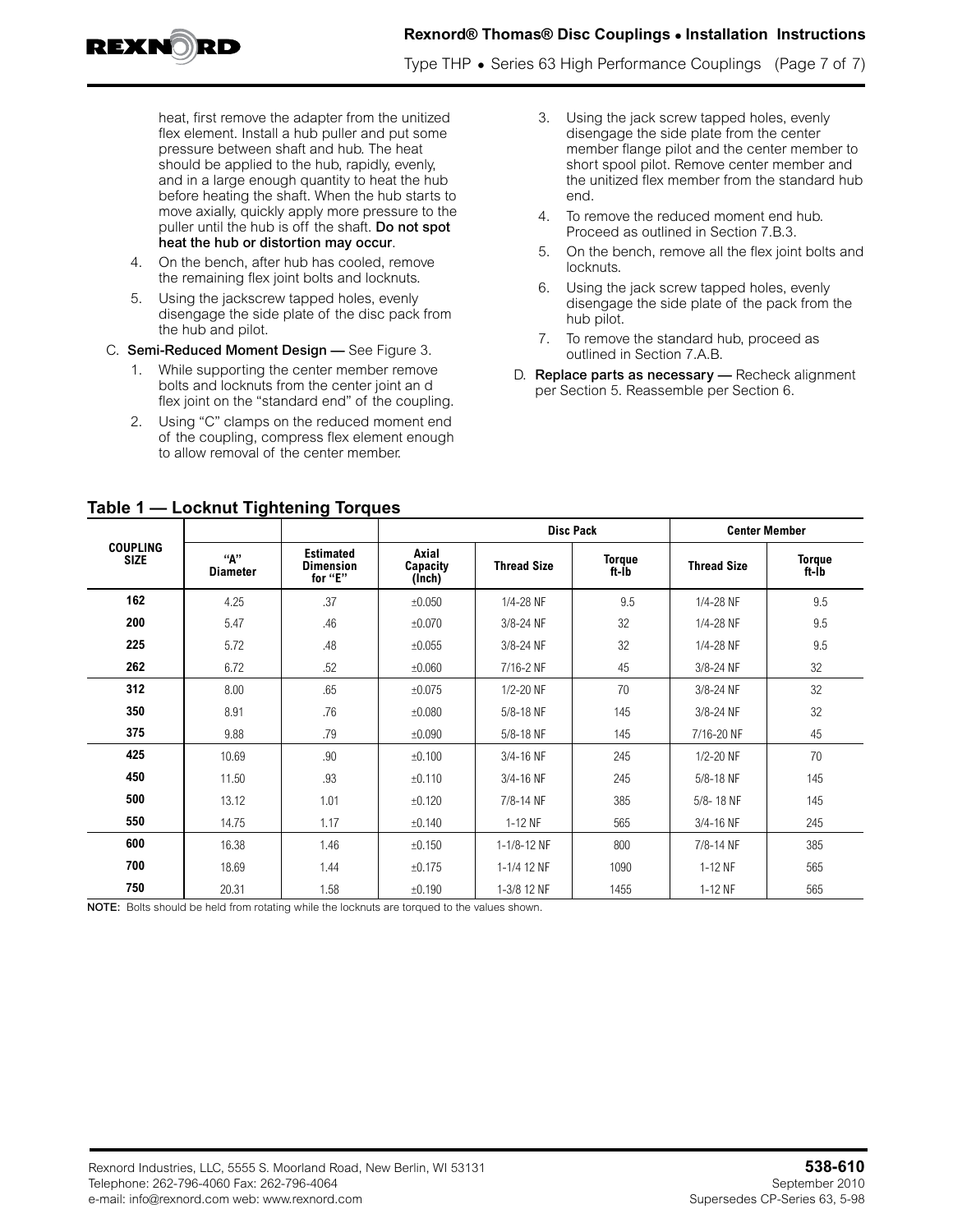heat, first remove the adapter from the unitized flex element. Install a hub puller and put some pressure between shaft and hub. The heat should be applied to the hub, rapidly, evenly, and in a large enough quantity to heat the hub before heating the shaft. When the hub starts to move axially, quickly apply more pressure to the puller until the hub is off the shaft. **Do not spot heat the hub or distortion may occur**.

4. On the bench, after hub has cooled, remove the remaining flex joint bolts and locknuts.
5. Using the jackscrew tapped holes, evenly disengage the side plate of the disc pack from the hub and pilot.

C. **Semi-Reduced Moment Design —** See Figure 3.

1. While supporting the center member remove bolts and locknuts from the center joint an d flex joint on the "standard end" of the coupling.
2. Using "C" clamps on the reduced moment end of the coupling, compress flex element enough to allow removal of the center member.
3. Using the jack screw tapped holes, evenly disengage the side plate from the center member flange pilot and the center member to short spool pilot. Remove center member and the unitized flex member from the standard hub end.
4. To remove the reduced moment end hub. Proceed as outlined in Section 7.B.3.
5. On the bench, remove all the flex joint bolts and locknuts.
6. Using the jack screw tapped holes, evenly disengage the side plate of the pack from the hub pilot.
7. To remove the standard hub, proceed as outlined in Section 7.A.B.

D. **Replace parts as necessary —** Recheck alignment per Section 5. Reassemble per Section 6.

## Table 1 — Locknut Tightening Torques

| COUPLING SIZE | | | Disc Pack | | | Center Member | |
|---|---|---|---|---|---|---|---|
| | "A" Diameter | Estimated Dimension for "E" | Axial Capacity (Inch) | Thread Size | Torque ft-lb | Thread Size | Torque ft-lb |
| **162** | 4.25 | .37 | ±0.050 | 1/4-28 NF | 9.5 | 1/4-28 NF | 9.5 |
| **200** | 5.47 | .46 | ±0.070 | 3/8-24 NF | 32 | 1/4-28 NF | 9.5 |
| **225** | 5.72 | .48 | ±0.055 | 3/8-24 NF | 32 | 1/4-28 NF | 9.5 |
| **262** | 6.72 | .52 | ±0.060 | 7/16-2 NF | 45 | 3/8-24 NF | 32 |
| **312** | 8.00 | .65 | ±0.075 | 1/2-20 NF | 70 | 3/8-24 NF | 32 |
| **350** | 8.91 | .76 | ±0.080 | 5/8-18 NF | 145 | 3/8-24 NF | 32 |
| **375** | 9.88 | .79 | ±0.090 | 5/8-18 NF | 145 | 7/16-20 NF | 45 |
| **425** | 10.69 | .90 | ±0.100 | 3/4-16 NF | 245 | 1/2-20 NF | 70 |
| **450** | 11.50 | .93 | ±0.110 | 3/4-16 NF | 245 | 5/8-18 NF | 145 |
| **500** | 13.12 | 1.01 | ±0.120 | 7/8-14 NF | 385 | 5/8- 18 NF | 145 |
| **550** | 14.75 | 1.17 | ±0.140 | 1-12 NF | 565 | 3/4-16 NF | 245 |
| **600** | 16.38 | 1.46 | ±0.150 | 1-1/8-12 NF | 800 | 7/8-14 NF | 385 |
| **700** | 18.69 | 1.44 | ±0.175 | 1-1/4 12 NF | 1090 | 1-12 NF | 565 |
| **750** | 20.31 | 1.58 | ±0.190 | 1-3/8 12 NF | 1455 | 1-12 NF | 565 |

**NOTE:** Bolts should be held from rotating while the locknuts are torqued to the values shown.

Rexnord Industries, LLC, 5555 S. Moorland Road, New Berlin, WI 53131
Telephone: 262-796-4060 Fax: 262-796-4064
e-mail: info@rexnord.com web: www.rexnord.com

**538-610**
September 2010
Supersedes CP-Series 63, 5-98